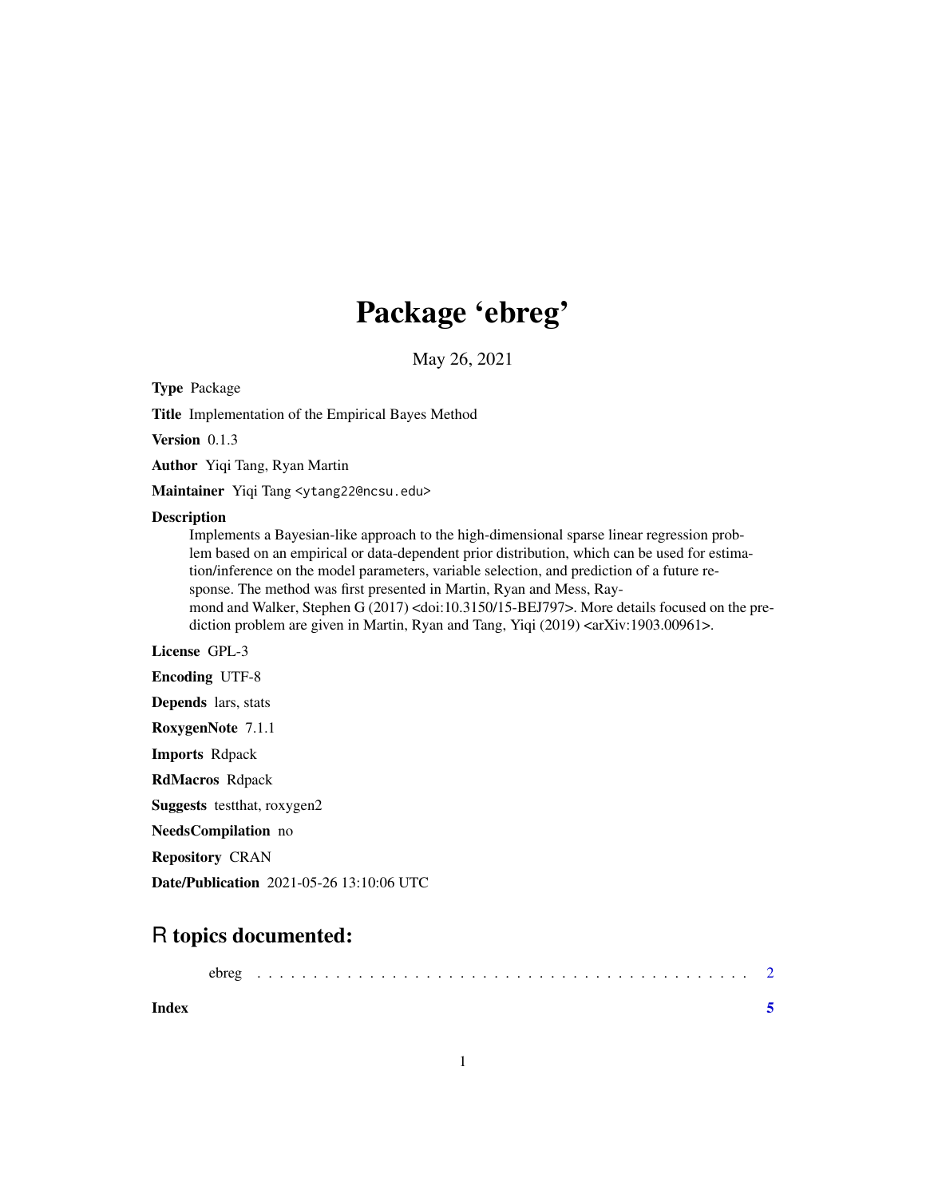# Package 'ebreg'

May 26, 2021

**Type** Package

**Title** Implementation of the Empirical Bayes Method

**Version** 0.1.3

**Author** Yiqi Tang, Ryan Martin

**Maintainer** Yiqi Tang <ytang22@ncsu.edu>

**Description**
Implements a Bayesian-like approach to the high-dimensional sparse linear regression problem based on an empirical or data-dependent prior distribution, which can be used for estimation/inference on the model parameters, variable selection, and prediction of a future response. The method was first presented in Martin, Ryan and Mess, Raymond and Walker, Stephen G (2017) <doi:10.3150/15-BEJ797>. More details focused on the prediction problem are given in Martin, Ryan and Tang, Yiqi (2019) <arXiv:1903.00961>.

**License** GPL-3

**Encoding** UTF-8

**Depends** lars, stats

**RoxygenNote** 7.1.1

**Imports** Rdpack

**RdMacros** Rdpack

**Suggests** testthat, roxygen2

**NeedsCompilation** no

**Repository** CRAN

**Date/Publication** 2021-05-26 13:10:06 UTC

## R topics documented:

ebreg . . . . . . . . . . . . . . . . . . . . . . . . . . . . . . . . . . . . . . . . . . 2

**Index** **5**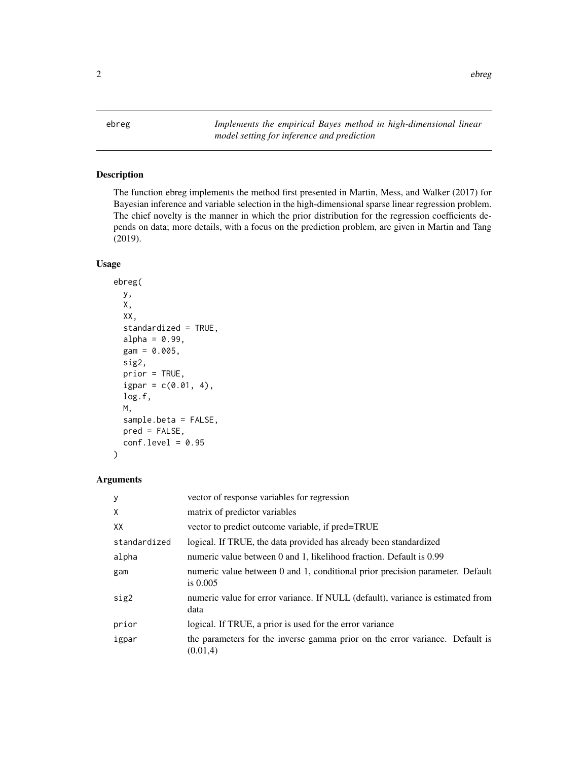ebreg — *Implements the empirical Bayes method in high-dimensional linear model setting for inference and prediction*

## Description

The function ebreg implements the method first presented in Martin, Mess, and Walker (2017) for Bayesian inference and variable selection in the high-dimensional sparse linear regression problem. The chief novelty is the manner in which the prior distribution for the regression coefficients depends on data; more details, with a focus on the prediction problem, are given in Martin and Tang (2019).

## Usage

```
ebreg(
  y,
  X,
  XX,
  standardized = TRUE,
  alpha = 0.99,
  gam = 0.005,
  sig2,
  prior = TRUE,
  igpar = c(0.01, 4),
  log.f,
  M,
  sample.beta = FALSE,
  pred = FALSE,
  conf.level = 0.95
)
```

## Arguments

| Argument | Description |
|---|---|
| y | vector of response variables for regression |
| X | matrix of predictor variables |
| XX | vector to predict outcome variable, if pred=TRUE |
| standardized | logical. If TRUE, the data provided has already been standardized |
| alpha | numeric value between 0 and 1, likelihood fraction. Default is 0.99 |
| gam | numeric value between 0 and 1, conditional prior precision parameter. Default is 0.005 |
| sig2 | numeric value for error variance. If NULL (default), variance is estimated from data |
| prior | logical. If TRUE, a prior is used for the error variance |
| igpar | the parameters for the inverse gamma prior on the error variance. Default is (0.01,4) |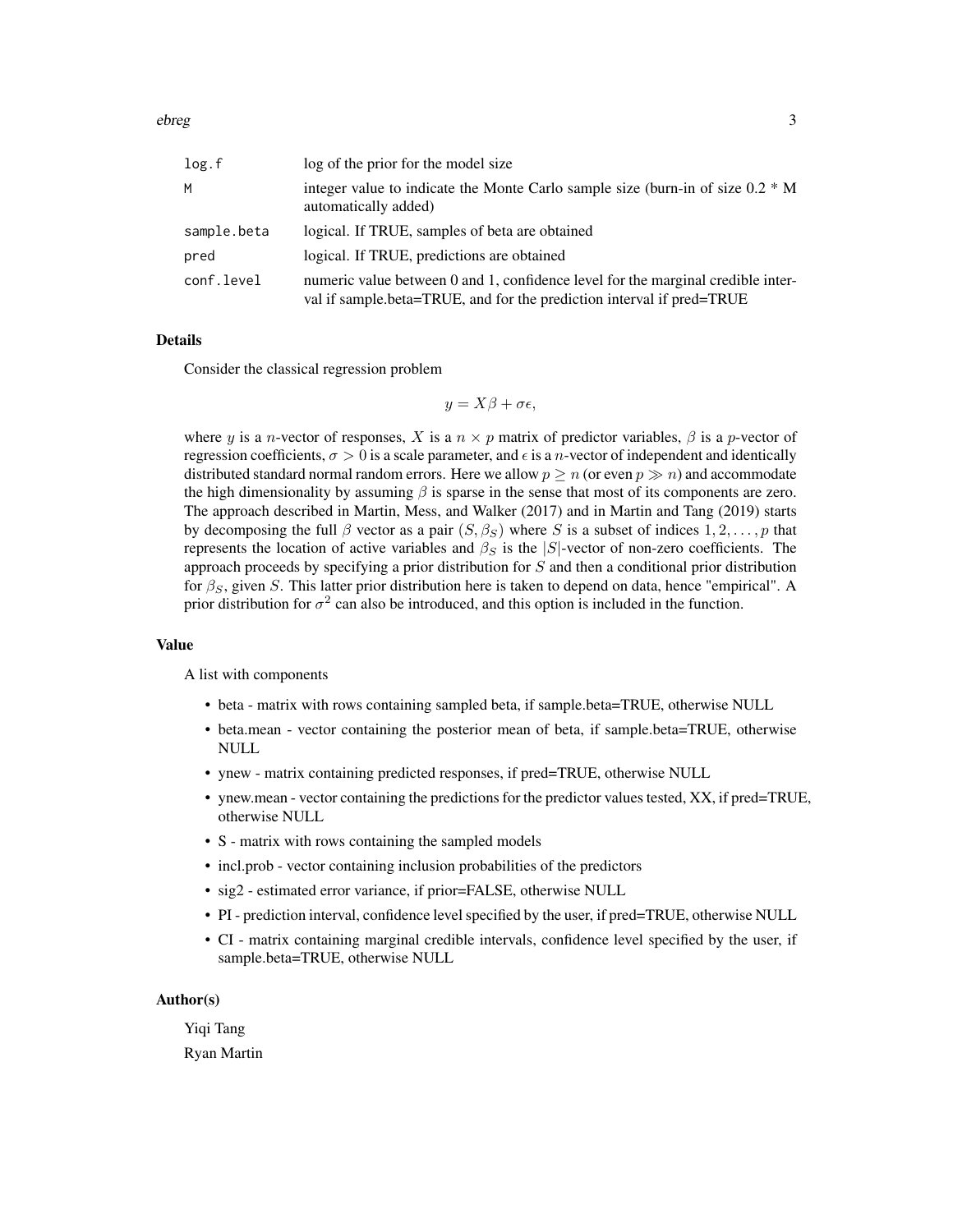| | |
|---|---|
| log.f | log of the prior for the model size |
| M | integer value to indicate the Monte Carlo sample size (burn-in of size 0.2 * M automatically added) |
| sample.beta | logical. If TRUE, samples of beta are obtained |
| pred | logical. If TRUE, predictions are obtained |
| conf.level | numeric value between 0 and 1, confidence level for the marginal credible interval if sample.beta=TRUE, and for the prediction interval if pred=TRUE |

## Details

Consider the classical regression problem

$$y = X\beta + \sigma\epsilon,$$

where $y$ is a $n$-vector of responses, $X$ is a $n \times p$ matrix of predictor variables, $\beta$ is a $p$-vector of regression coefficients, $\sigma > 0$ is a scale parameter, and $\epsilon$ is a $n$-vector of independent and identically distributed standard normal random errors. Here we allow $p \geq n$ (or even $p \gg n$) and accommodate the high dimensionality by assuming $\beta$ is sparse in the sense that most of its components are zero. The approach described in Martin, Mess, and Walker (2017) and in Martin and Tang (2019) starts by decomposing the full $\beta$ vector as a pair $(S, \beta_S)$ where $S$ is a subset of indices $1, 2, \ldots, p$ that represents the location of active variables and $\beta_S$ is the $|S|$-vector of non-zero coefficients. The approach proceeds by specifying a prior distribution for $S$ and then a conditional prior distribution for $\beta_S$, given $S$. This latter prior distribution here is taken to depend on data, hence "empirical". A prior distribution for $\sigma^2$ can also be introduced, and this option is included in the function.

## Value

A list with components

- beta - matrix with rows containing sampled beta, if sample.beta=TRUE, otherwise NULL
- beta.mean - vector containing the posterior mean of beta, if sample.beta=TRUE, otherwise NULL
- ynew - matrix containing predicted responses, if pred=TRUE, otherwise NULL
- ynew.mean - vector containing the predictions for the predictor values tested, XX, if pred=TRUE, otherwise NULL
- S - matrix with rows containing the sampled models
- incl.prob - vector containing inclusion probabilities of the predictors
- sig2 - estimated error variance, if prior=FALSE, otherwise NULL
- PI - prediction interval, confidence level specified by the user, if pred=TRUE, otherwise NULL
- CI - matrix containing marginal credible intervals, confidence level specified by the user, if sample.beta=TRUE, otherwise NULL

## Author(s)

Yiqi Tang

Ryan Martin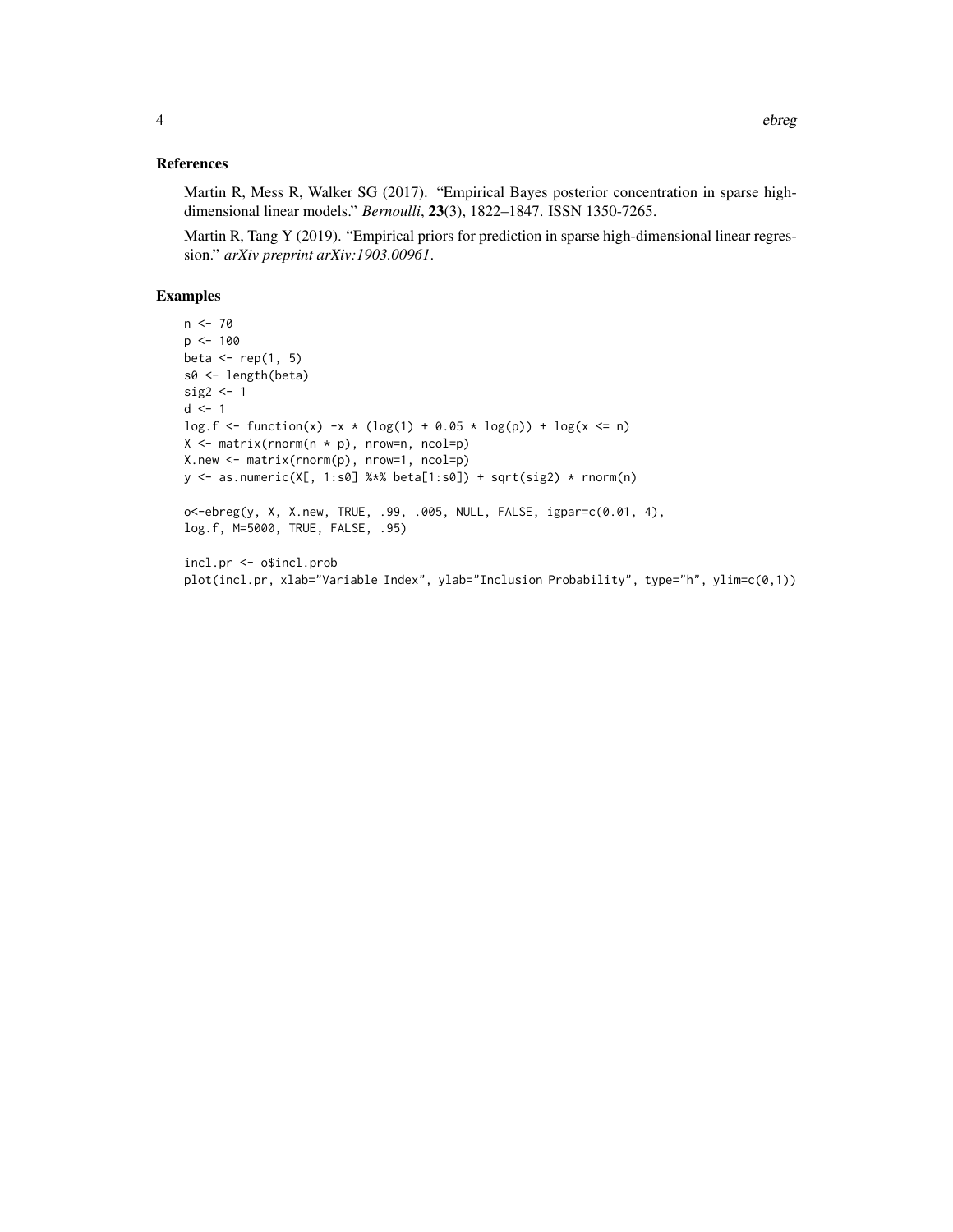## References

Martin R, Mess R, Walker SG (2017). "Empirical Bayes posterior concentration in sparse high-dimensional linear models." *Bernoulli*, **23**(3), 1822–1847. ISSN 1350-7265.

Martin R, Tang Y (2019). "Empirical priors for prediction in sparse high-dimensional linear regression." *arXiv preprint arXiv:1903.00961*.

## Examples

```
n <- 70
p <- 100
beta <- rep(1, 5)
s0 <- length(beta)
sig2 <- 1
d <- 1
log.f <- function(x) -x * (log(1) + 0.05 * log(p)) + log(x <= n)
X <- matrix(rnorm(n * p), nrow=n, ncol=p)
X.new <- matrix(rnorm(p), nrow=1, ncol=p)
y <- as.numeric(X[, 1:s0] %*% beta[1:s0]) + sqrt(sig2) * rnorm(n)

o<-ebreg(y, X, X.new, TRUE, .99, .005, NULL, FALSE, igpar=c(0.01, 4),
log.f, M=5000, TRUE, FALSE, .95)

incl.pr <- o$incl.prob
plot(incl.pr, xlab="Variable Index", ylab="Inclusion Probability", type="h", ylim=c(0,1))
```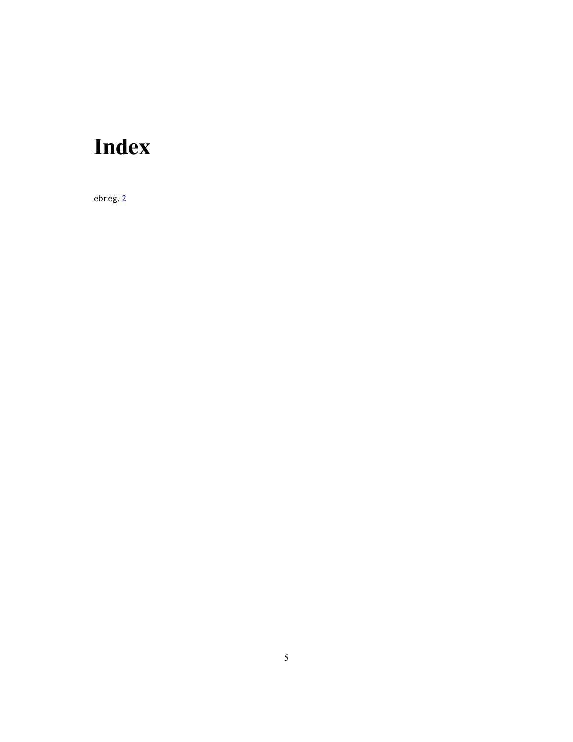# Index

ebreg, 2